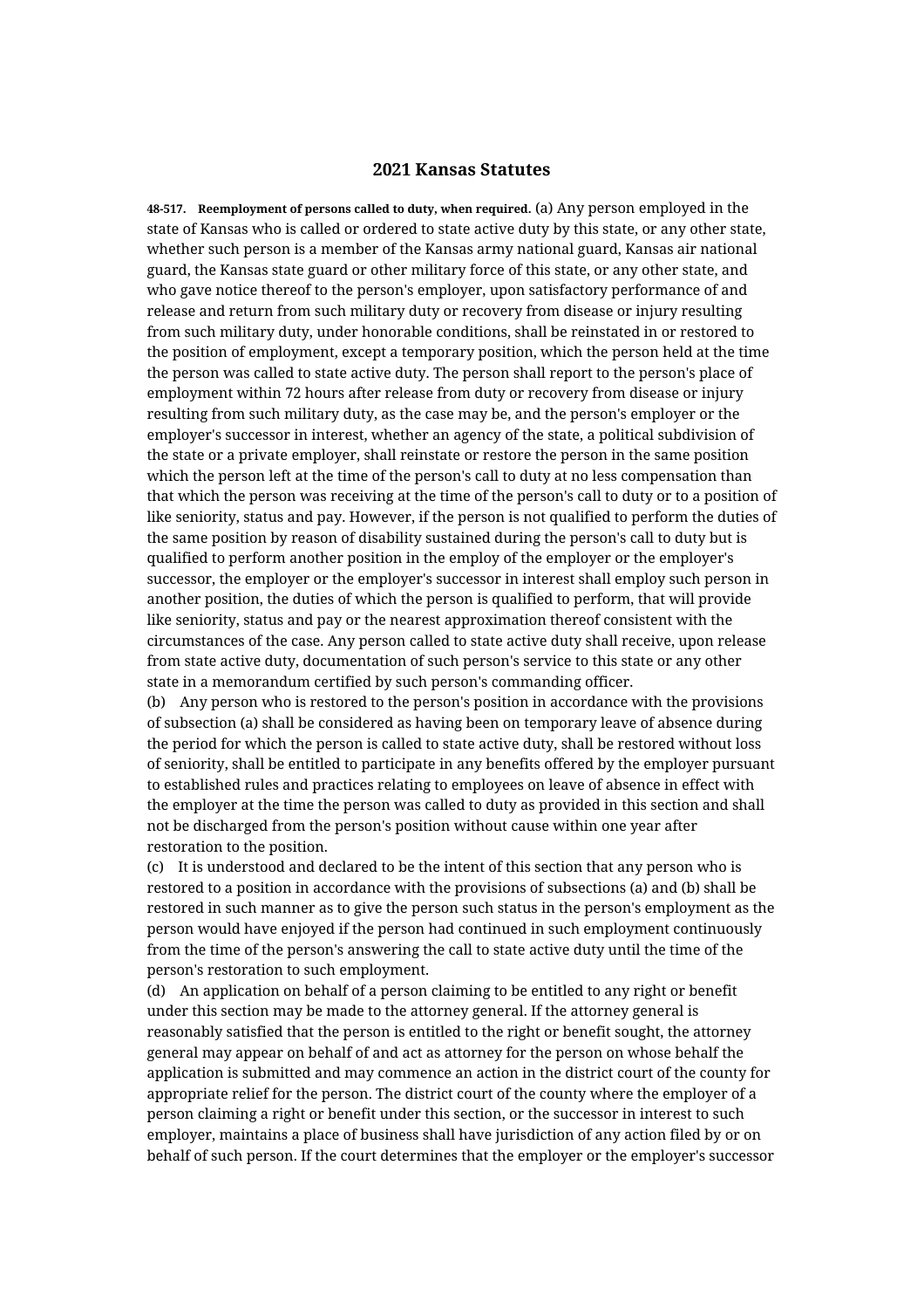# 2021 Kansas Statutes

**48-517. Reemployment of persons called to duty, when required.** (a) Any person employed in the state of Kansas who is called or ordered to state active duty by this state, or any other state, whether such person is a member of the Kansas army national guard, Kansas air national guard, the Kansas state guard or other military force of this state, or any other state, and who gave notice thereof to the person's employer, upon satisfactory performance of and release and return from such military duty or recovery from disease or injury resulting from such military duty, under honorable conditions, shall be reinstated in or restored to the position of employment, except a temporary position, which the person held at the time the person was called to state active duty. The person shall report to the person's place of employment within 72 hours after release from duty or recovery from disease or injury resulting from such military duty, as the case may be, and the person's employer or the employer's successor in interest, whether an agency of the state, a political subdivision of the state or a private employer, shall reinstate or restore the person in the same position which the person left at the time of the person's call to duty at no less compensation than that which the person was receiving at the time of the person's call to duty or to a position of like seniority, status and pay. However, if the person is not qualified to perform the duties of the same position by reason of disability sustained during the person's call to duty but is qualified to perform another position in the employ of the employer or the employer's successor, the employer or the employer's successor in interest shall employ such person in another position, the duties of which the person is qualified to perform, that will provide like seniority, status and pay or the nearest approximation thereof consistent with the circumstances of the case. Any person called to state active duty shall receive, upon release from state active duty, documentation of such person's service to this state or any other state in a memorandum certified by such person's commanding officer.

(b) Any person who is restored to the person's position in accordance with the provisions of subsection (a) shall be considered as having been on temporary leave of absence during the period for which the person is called to state active duty, shall be restored without loss of seniority, shall be entitled to participate in any benefits offered by the employer pursuant to established rules and practices relating to employees on leave of absence in effect with the employer at the time the person was called to duty as provided in this section and shall not be discharged from the person's position without cause within one year after restoration to the position.

(c) It is understood and declared to be the intent of this section that any person who is restored to a position in accordance with the provisions of subsections (a) and (b) shall be restored in such manner as to give the person such status in the person's employment as the person would have enjoyed if the person had continued in such employment continuously from the time of the person's answering the call to state active duty until the time of the person's restoration to such employment.

(d) An application on behalf of a person claiming to be entitled to any right or benefit under this section may be made to the attorney general. If the attorney general is reasonably satisfied that the person is entitled to the right or benefit sought, the attorney general may appear on behalf of and act as attorney for the person on whose behalf the application is submitted and may commence an action in the district court of the county for appropriate relief for the person. The district court of the county where the employer of a person claiming a right or benefit under this section, or the successor in interest to such employer, maintains a place of business shall have jurisdiction of any action filed by or on behalf of such person. If the court determines that the employer or the employer's successor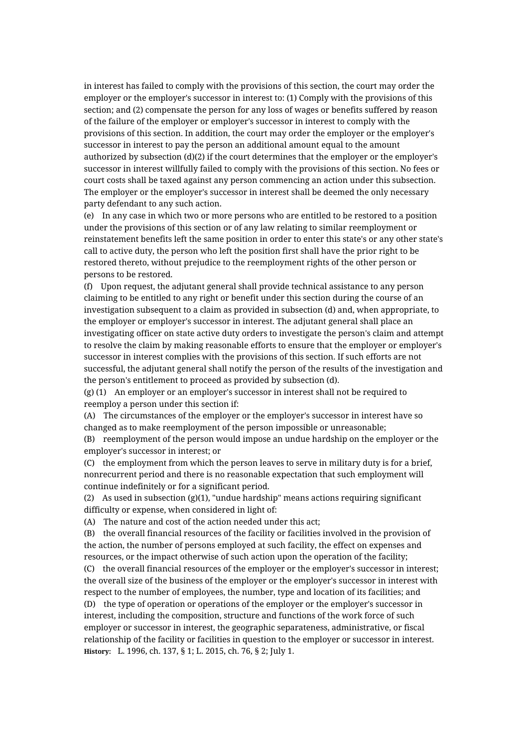in interest has failed to comply with the provisions of this section, the court may order the employer or the employer's successor in interest to: (1) Comply with the provisions of this section; and (2) compensate the person for any loss of wages or benefits suffered by reason of the failure of the employer or employer's successor in interest to comply with the provisions of this section. In addition, the court may order the employer or the employer's successor in interest to pay the person an additional amount equal to the amount authorized by subsection (d)(2) if the court determines that the employer or the employer's successor in interest willfully failed to comply with the provisions of this section. No fees or court costs shall be taxed against any person commencing an action under this subsection. The employer or the employer's successor in interest shall be deemed the only necessary party defendant to any such action.

(e) In any case in which two or more persons who are entitled to be restored to a position under the provisions of this section or of any law relating to similar reemployment or reinstatement benefits left the same position in order to enter this state's or any other state's call to active duty, the person who left the position first shall have the prior right to be restored thereto, without prejudice to the reemployment rights of the other person or persons to be restored.

(f) Upon request, the adjutant general shall provide technical assistance to any person claiming to be entitled to any right or benefit under this section during the course of an investigation subsequent to a claim as provided in subsection (d) and, when appropriate, to the employer or employer's successor in interest. The adjutant general shall place an investigating officer on state active duty orders to investigate the person's claim and attempt to resolve the claim by making reasonable efforts to ensure that the employer or employer's successor in interest complies with the provisions of this section. If such efforts are not successful, the adjutant general shall notify the person of the results of the investigation and the person's entitlement to proceed as provided by subsection (d).

(g) (1) An employer or an employer's successor in interest shall not be required to reemploy a person under this section if:

(A) The circumstances of the employer or the employer's successor in interest have so changed as to make reemployment of the person impossible or unreasonable;

(B) reemployment of the person would impose an undue hardship on the employer or the employer's successor in interest; or

(C) the employment from which the person leaves to serve in military duty is for a brief, nonrecurrent period and there is no reasonable expectation that such employment will continue indefinitely or for a significant period.

(2) As used in subsection (g)(1), "undue hardship" means actions requiring significant difficulty or expense, when considered in light of:

(A) The nature and cost of the action needed under this act;

(B) the overall financial resources of the facility or facilities involved in the provision of the action, the number of persons employed at such facility, the effect on expenses and resources, or the impact otherwise of such action upon the operation of the facility;

(C) the overall financial resources of the employer or the employer's successor in interest; the overall size of the business of the employer or the employer's successor in interest with respect to the number of employees, the number, type and location of its facilities; and

(D) the type of operation or operations of the employer or the employer's successor in interest, including the composition, structure and functions of the work force of such employer or successor in interest, the geographic separateness, administrative, or fiscal relationship of the facility or facilities in question to the employer or successor in interest.

**History:** L. 1996, ch. 137, § 1; L. 2015, ch. 76, § 2; July 1.